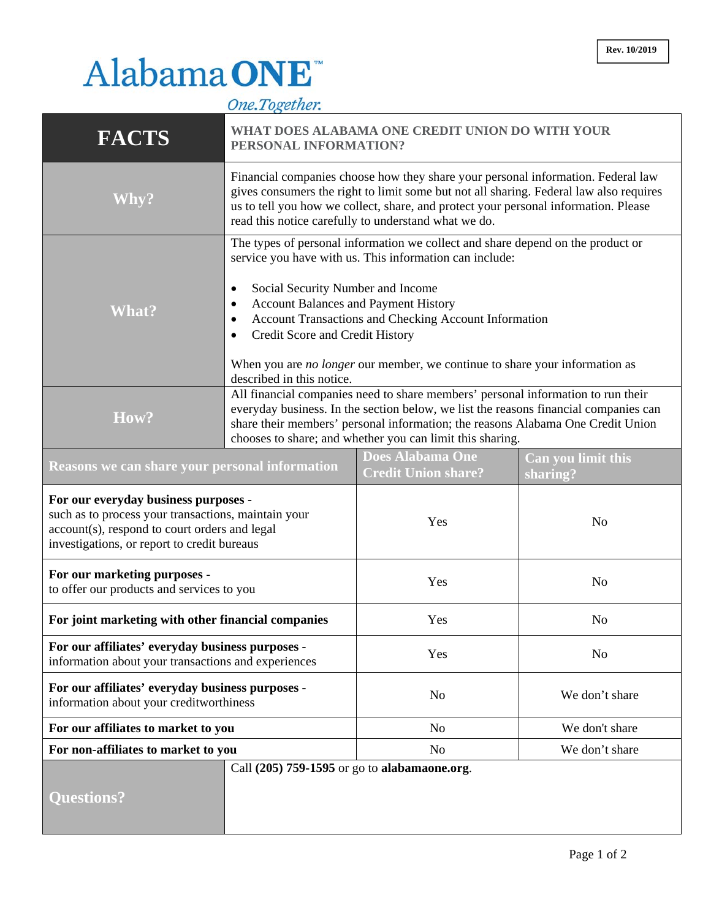Rev. 10/2019

# Alabama ONE™

*One.Together.*

| **FACTS** | **WHAT DOES ALABAMA ONE CREDIT UNION DO WITH YOUR PERSONAL INFORMATION?** |
|---|---|
| **Why?** | Financial companies choose how they share your personal information. Federal law gives consumers the right to limit some but not all sharing. Federal law also requires us to tell you how we collect, share, and protect your personal information. Please read this notice carefully to understand what we do. |
| **What?** | The types of personal information we collect and share depend on the product or service you have with us. This information can include:<br>• Social Security Number and Income<br>• Account Balances and Payment History<br>• Account Transactions and Checking Account Information<br>• Credit Score and Credit History<br><br>When you are *no longer* our member, we continue to share your information as described in this notice. |
| **How?** | All financial companies need to share members' personal information to run their everyday business. In the section below, we list the reasons financial companies can share their members' personal information; the reasons Alabama One Credit Union chooses to share; and whether you can limit this sharing. |

| Reasons we can share your personal information | Does Alabama One Credit Union share? | Can you limit this sharing? |
|---|---|---|
| **For our everyday business purposes -** such as to process your transactions, maintain your account(s), respond to court orders and legal investigations, or report to credit bureaus | Yes | No |
| **For our marketing purposes -** to offer our products and services to you | Yes | No |
| **For joint marketing with other financial companies** | Yes | No |
| **For our affiliates' everyday business purposes -** information about your transactions and experiences | Yes | No |
| **For our affiliates' everyday business purposes -** information about your creditworthiness | No | We don't share |
| **For our affiliates to market to you** | No | We don't share |
| **For non-affiliates to market to you** | No | We don't share |

| **Questions?** | Call **(205) 759-1595** or go to **alabamaone.org**. |
|---|---|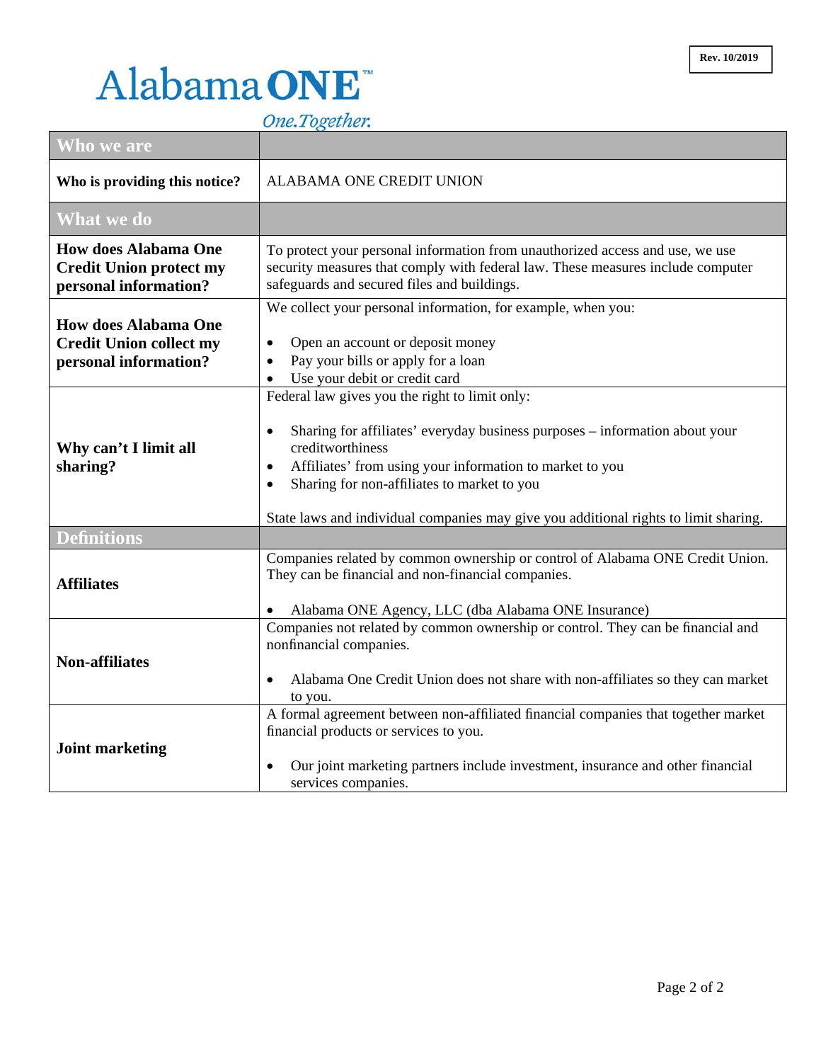Rev. 10/2019

Alabama ONE™

*One.Together.*

| | |
|---|---|
| **Who we are** | |
| **Who is providing this notice?** | ALABAMA ONE CREDIT UNION |
| **What we do** | |
| **How does Alabama One Credit Union protect my personal information?** | To protect your personal information from unauthorized access and use, we use security measures that comply with federal law. These measures include computer safeguards and secured files and buildings. |
| **How does Alabama One Credit Union collect my personal information?** | We collect your personal information, for example, when you:<br>• Open an account or deposit money<br>• Pay your bills or apply for a loan<br>• Use your debit or credit card |
| **Why can't I limit all sharing?** | Federal law gives you the right to limit only:<br>• Sharing for affiliates' everyday business purposes – information about your creditworthiness<br>• Affiliates' from using your information to market to you<br>• Sharing for non-affiliates to market to you<br><br>State laws and individual companies may give you additional rights to limit sharing. |
| **Definitions** | |
| **Affiliates** | Companies related by common ownership or control of Alabama ONE Credit Union. They can be financial and non-financial companies.<br>• Alabama ONE Agency, LLC (dba Alabama ONE Insurance) |
| **Non-affiliates** | Companies not related by common ownership or control. They can be financial and nonfinancial companies.<br>• Alabama One Credit Union does not share with non-affiliates so they can market to you. |
| **Joint marketing** | A formal agreement between non-affiliated financial companies that together market financial products or services to you.<br>• Our joint marketing partners include investment, insurance and other financial services companies. |